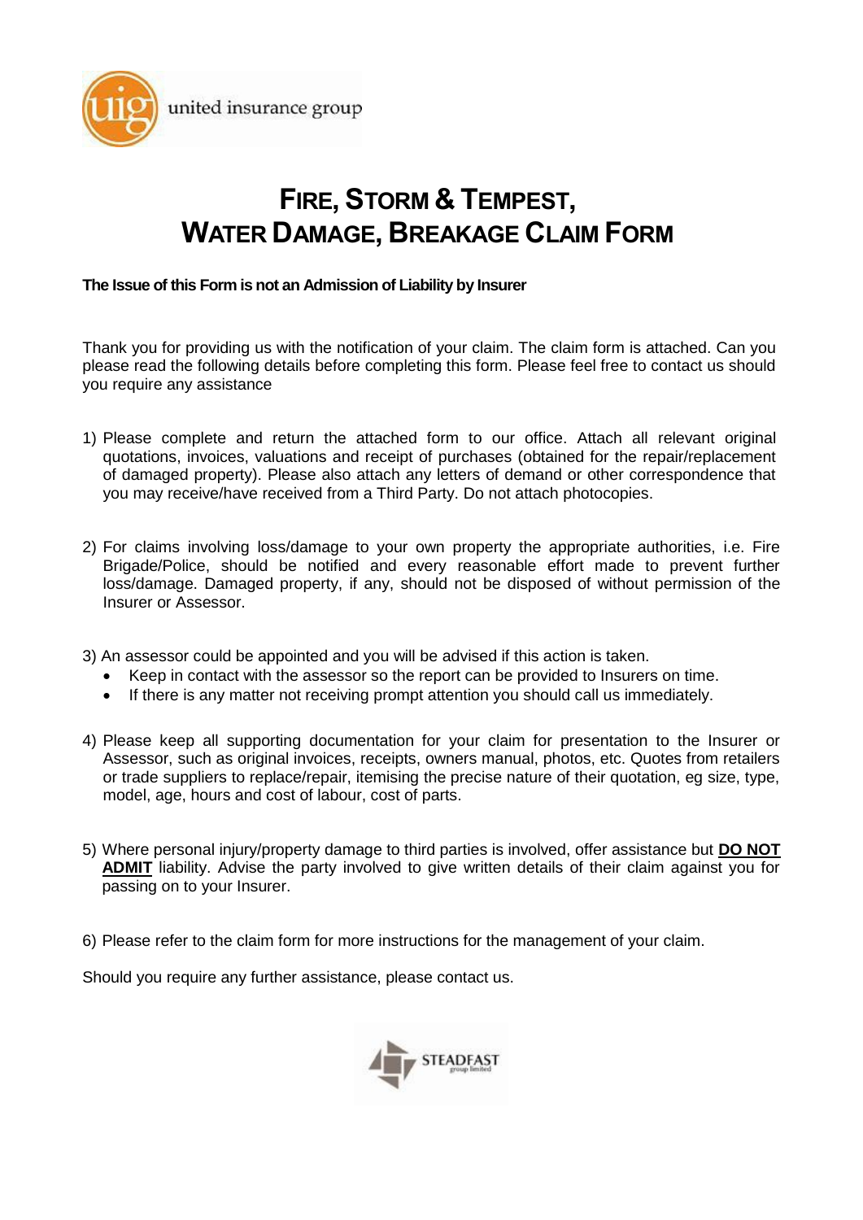united insurance group

# FIRE, STORM & TEMPEST, WATER DAMAGE, BREAKAGE CLAIM FORM

**The Issue of this Form is not an Admission of Liability by Insurer**

Thank you for providing us with the notification of your claim. The claim form is attached. Can you please read the following details before completing this form. Please feel free to contact us should you require any assistance

1) Please complete and return the attached form to our office. Attach all relevant original quotations, invoices, valuations and receipt of purchases (obtained for the repair/replacement of damaged property). Please also attach any letters of demand or other correspondence that you may receive/have received from a Third Party. Do not attach photocopies.

2) For claims involving loss/damage to your own property the appropriate authorities, i.e. Fire Brigade/Police, should be notified and every reasonable effort made to prevent further loss/damage. Damaged property, if any, should not be disposed of without permission of the Insurer or Assessor.

3) An assessor could be appointed and you will be advised if this action is taken.
   - Keep in contact with the assessor so the report can be provided to Insurers on time.
   - If there is any matter not receiving prompt attention you should call us immediately.

4) Please keep all supporting documentation for your claim for presentation to the Insurer or Assessor, such as original invoices, receipts, owners manual, photos, etc. Quotes from retailers or trade suppliers to replace/repair, itemising the precise nature of their quotation, eg size, type, model, age, hours and cost of labour, cost of parts.

5) Where personal injury/property damage to third parties is involved, offer assistance but **DO NOT ADMIT** liability. Advise the party involved to give written details of their claim against you for passing on to your Insurer.

6) Please refer to the claim form for more instructions for the management of your claim.

Should you require any further assistance, please contact us.

STEADFAST group limited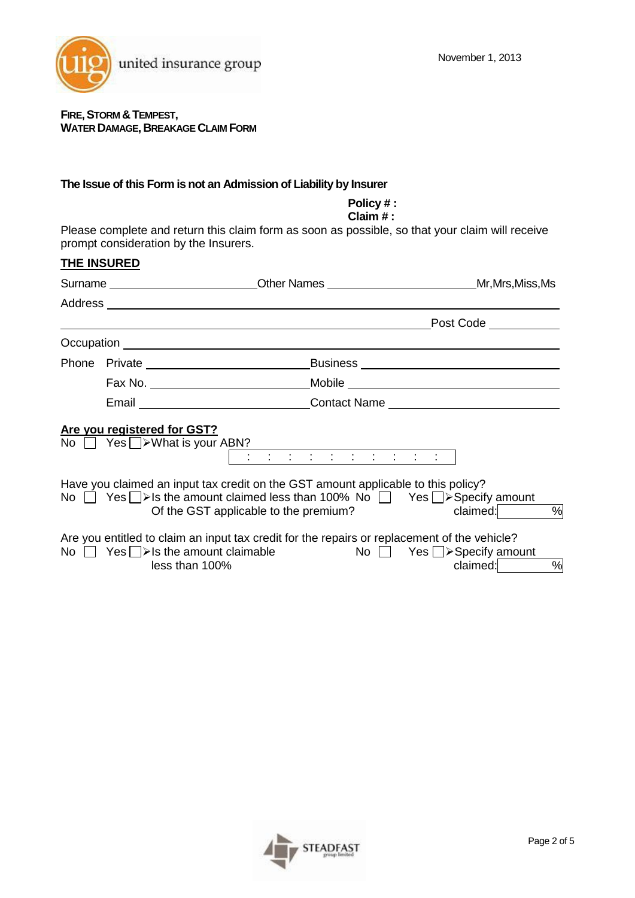united insurance group

November 1, 2013

**FIRE, STORM & TEMPEST,**
**WATER DAMAGE, BREAKAGE CLAIM FORM**

**The Issue of this Form is not an Admission of Liability by Insurer**

**Policy # :**
**Claim # :**

Please complete and return this claim form as soon as possible, so that your claim will receive prompt consideration by the Insurers.

## THE INSURED

Surname ______________________ Other Names ______________________ Mr,Mrs,Miss,Ms

Address ______________________________________________________________

______________________________________________________ Post Code __________

Occupation ____________________________________________________________

Phone Private ______________________ Business ______________________

Fax No. ______________________ Mobile ______________________

Email ______________________ Contact Name ______________________

**Are you registered for GST?**

No ☐ Yes ☐ ➢What is your ABN? [ : : : : : : : : : : ]

Have you claimed an input tax credit on the GST amount applicable to this policy?

No ☐ Yes ☐ ➢Is the amount claimed less than 100% Of the GST applicable to the premium? No ☐ Yes ☐ ➢Specify amount claimed: ______ %

Are you entitled to claim an input tax credit for the repairs or replacement of the vehicle?

No ☐ Yes ☐ ➢Is the amount claimable less than 100% No ☐ Yes ☐ ➢Specify amount claimed: ______ %

STEADFAST group limited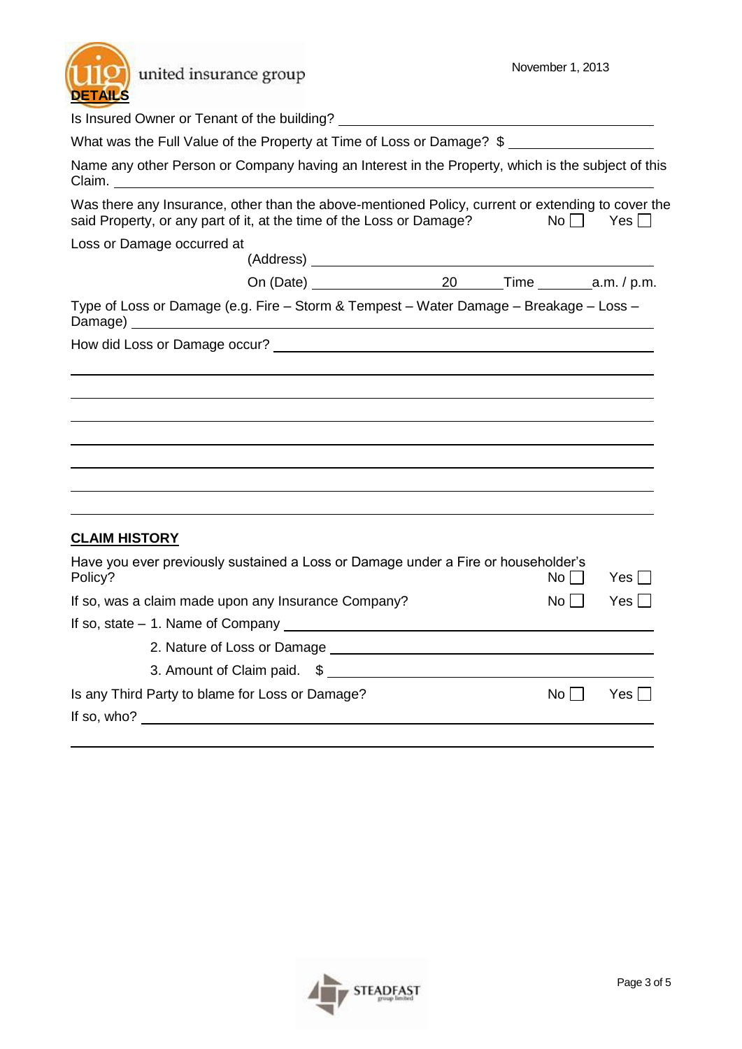## DETAILS

Is Insured Owner or Tenant of the building? ______________________________

What was the Full Value of the Property at Time of Loss or Damage? $ ____________________

Name any other Person or Company having an Interest in the Property, which is the subject of this Claim. ______________________________

Was there any Insurance, other than the above-mentioned Policy, current or extending to cover the said Property, or any part of it, at the time of the Loss or Damage? No ☐ Yes ☐

Loss or Damage occurred at

(Address) ______________________________

On (Date) ____________________ 20 ______ Time ________ a.m. / p.m.

Type of Loss or Damage (e.g. Fire – Storm & Tempest – Water Damage – Breakage – Loss – Damage) ______________________________

How did Loss or Damage occur? ______________________________

______________________________

______________________________

______________________________

______________________________

______________________________

______________________________

______________________________

## CLAIM HISTORY

Have you ever previously sustained a Loss or Damage under a Fire or householder's Policy? No ☐ Yes ☐

If so, was a claim made upon any Insurance Company? No ☐ Yes ☐

If so, state – 1. Name of Company ______________________________

2. Nature of Loss or Damage ______________________________

3. Amount of Claim paid. $ ______________________________

Is any Third Party to blame for Loss or Damage? No ☐ Yes ☐

If so, who? ______________________________

______________________________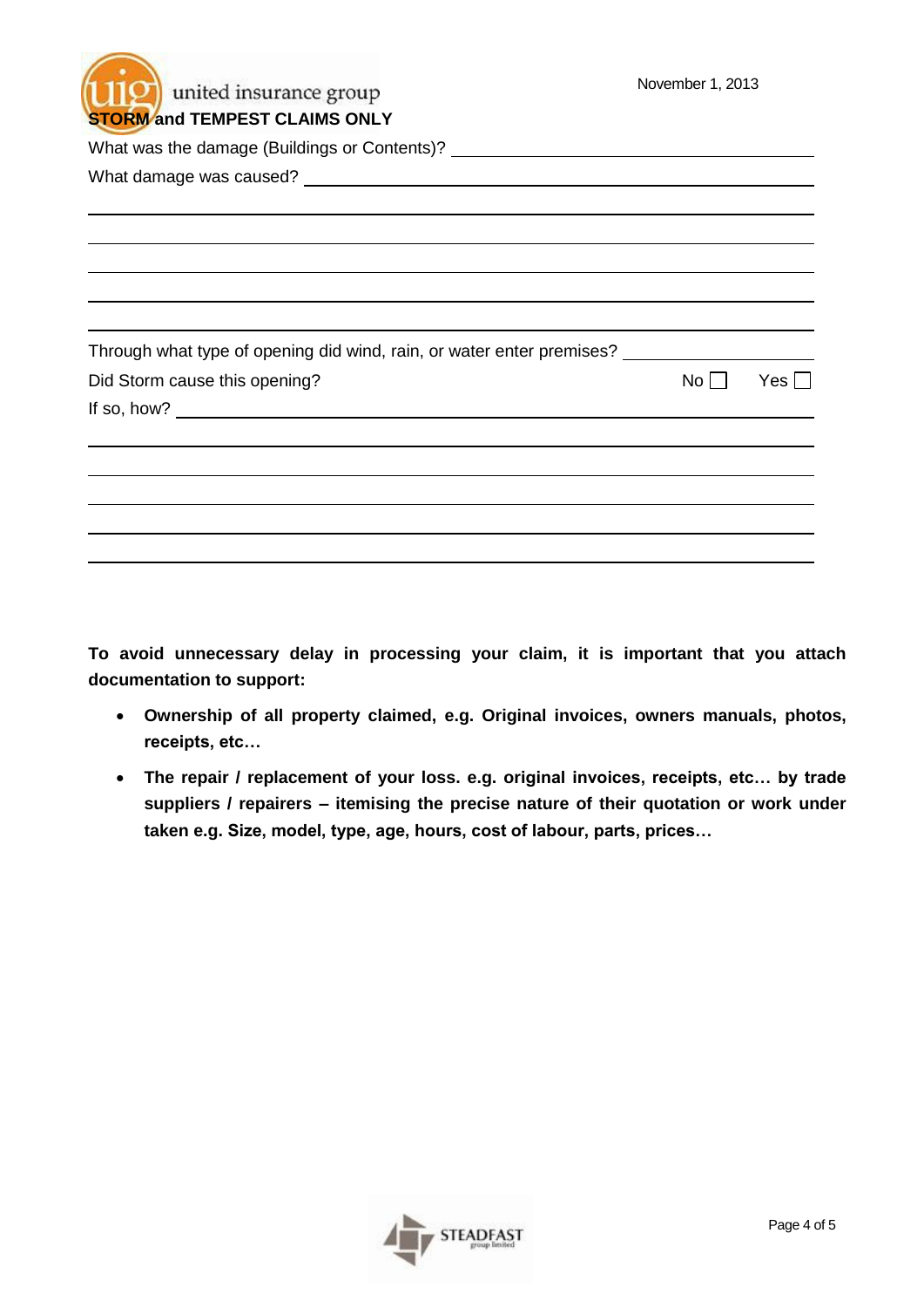**STORM and TEMPEST CLAIMS ONLY**

What was the damage (Buildings or Contents)? ______________________________

What damage was caused? ______________________________

______________________________

______________________________

______________________________

______________________________

______________________________

Through what type of opening did wind, rain, or water enter premises? ______________

Did Storm cause this opening? No ☐ Yes ☐

If so, how? ______________________________

______________________________

______________________________

______________________________

______________________________

______________________________

**To avoid unnecessary delay in processing your claim, it is important that you attach documentation to support:**

- **Ownership of all property claimed, e.g. Original invoices, owners manuals, photos, receipts, etc…**
- **The repair / replacement of your loss. e.g. original invoices, receipts, etc… by trade suppliers / repairers – itemising the precise nature of their quotation or work under taken e.g. Size, model, type, age, hours, cost of labour, parts, prices…**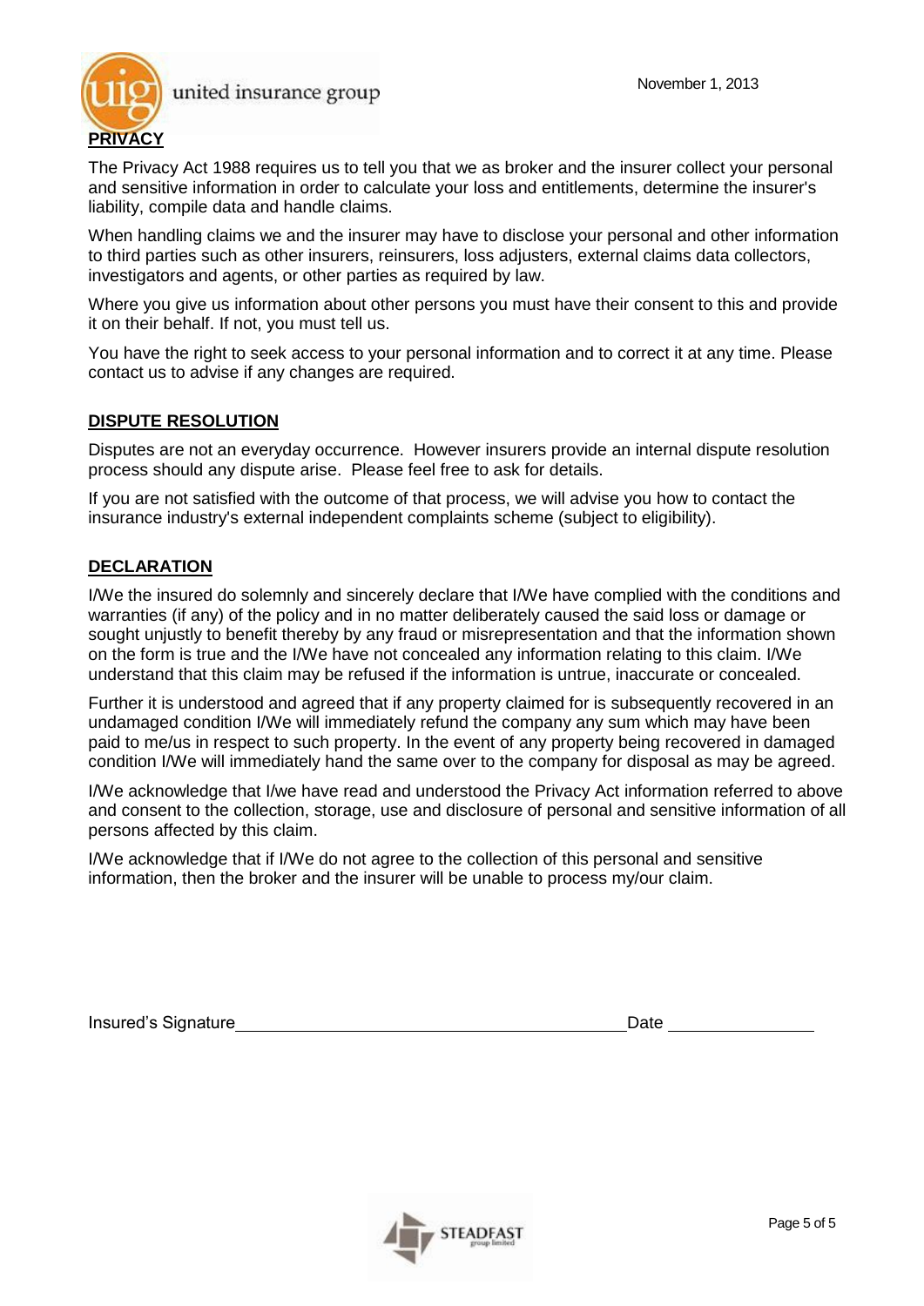November 1, 2013

## PRIVACY

The Privacy Act 1988 requires us to tell you that we as broker and the insurer collect your personal and sensitive information in order to calculate your loss and entitlements, determine the insurer's liability, compile data and handle claims.

When handling claims we and the insurer may have to disclose your personal and other information to third parties such as other insurers, reinsurers, loss adjusters, external claims data collectors, investigators and agents, or other parties as required by law.

Where you give us information about other persons you must have their consent to this and provide it on their behalf. If not, you must tell us.

You have the right to seek access to your personal information and to correct it at any time. Please contact us to advise if any changes are required.

## DISPUTE RESOLUTION

Disputes are not an everyday occurrence. However insurers provide an internal dispute resolution process should any dispute arise. Please feel free to ask for details.

If you are not satisfied with the outcome of that process, we will advise you how to contact the insurance industry's external independent complaints scheme (subject to eligibility).

## DECLARATION

I/We the insured do solemnly and sincerely declare that I/We have complied with the conditions and warranties (if any) of the policy and in no matter deliberately caused the said loss or damage or sought unjustly to benefit thereby by any fraud or misrepresentation and that the information shown on the form is true and the I/We have not concealed any information relating to this claim. I/We understand that this claim may be refused if the information is untrue, inaccurate or concealed.

Further it is understood and agreed that if any property claimed for is subsequently recovered in an undamaged condition I/We will immediately refund the company any sum which may have been paid to me/us in respect to such property. In the event of any property being recovered in damaged condition I/We will immediately hand the same over to the company for disposal as may be agreed.

I/We acknowledge that I/we have read and understood the Privacy Act information referred to above and consent to the collection, storage, use and disclosure of personal and sensitive information of all persons affected by this claim.

I/We acknowledge that if I/We do not agree to the collection of this personal and sensitive information, then the broker and the insurer will be unable to process my/our claim.

Insured's Signature ______________________________ Date ______________